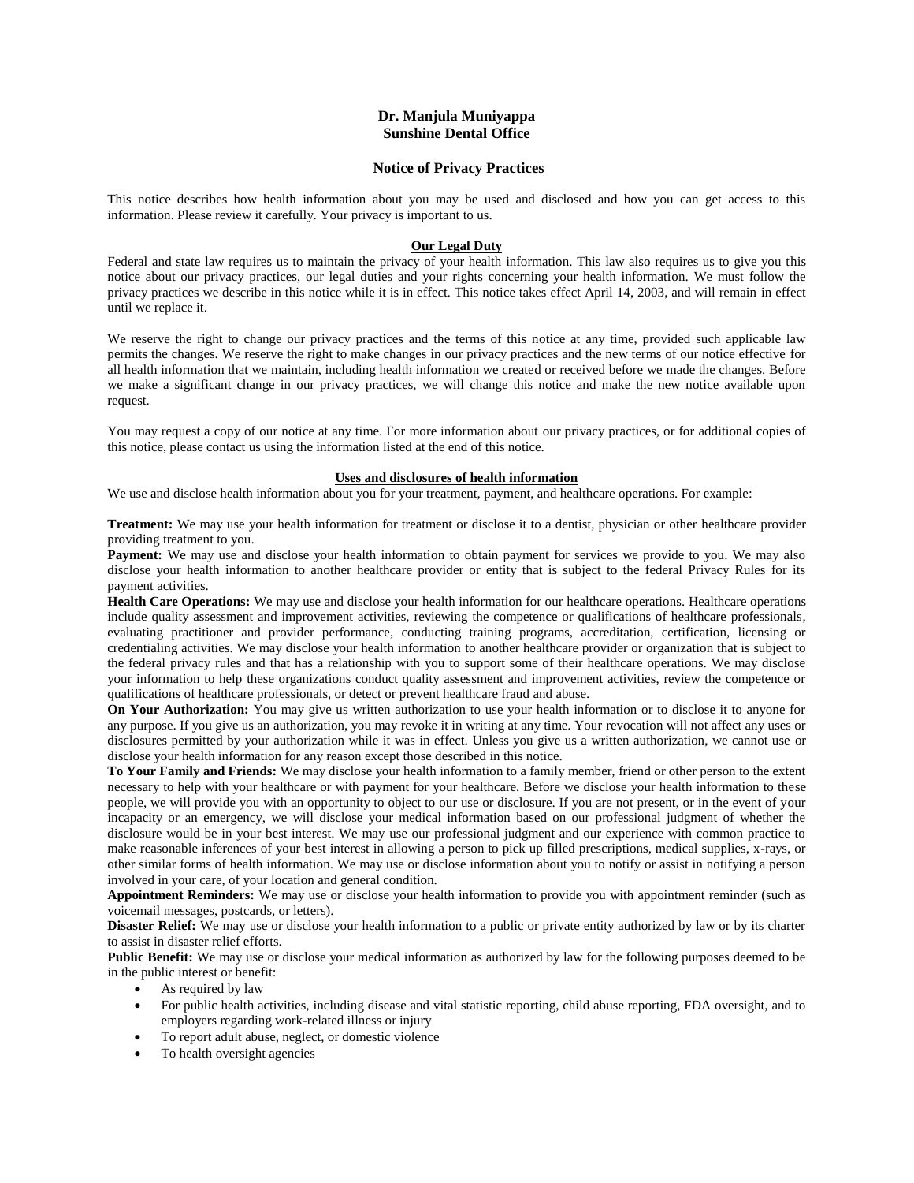# Dr. Manjula Muniyappa
# Sunshine Dental Office

## Notice of Privacy Practices

This notice describes how health information about you may be used and disclosed and how you can get access to this information. Please review it carefully. Your privacy is important to us.

### Our Legal Duty

Federal and state law requires us to maintain the privacy of your health information. This law also requires us to give you this notice about our privacy practices, our legal duties and your rights concerning your health information. We must follow the privacy practices we describe in this notice while it is in effect. This notice takes effect April 14, 2003, and will remain in effect until we replace it.

We reserve the right to change our privacy practices and the terms of this notice at any time, provided such applicable law permits the changes. We reserve the right to make changes in our privacy practices and the new terms of our notice effective for all health information that we maintain, including health information we created or received before we made the changes. Before we make a significant change in our privacy practices, we will change this notice and make the new notice available upon request.

You may request a copy of our notice at any time. For more information about our privacy practices, or for additional copies of this notice, please contact us using the information listed at the end of this notice.

### Uses and disclosures of health information

We use and disclose health information about you for your treatment, payment, and healthcare operations. For example:

**Treatment:** We may use your health information for treatment or disclose it to a dentist, physician or other healthcare provider providing treatment to you.
**Payment:** We may use and disclose your health information to obtain payment for services we provide to you. We may also disclose your health information to another healthcare provider or entity that is subject to the federal Privacy Rules for its payment activities.
**Health Care Operations:** We may use and disclose your health information for our healthcare operations. Healthcare operations include quality assessment and improvement activities, reviewing the competence or qualifications of healthcare professionals, evaluating practitioner and provider performance, conducting training programs, accreditation, certification, licensing or credentialing activities. We may disclose your health information to another healthcare provider or organization that is subject to the federal privacy rules and that has a relationship with you to support some of their healthcare operations. We may disclose your information to help these organizations conduct quality assessment and improvement activities, review the competence or qualifications of healthcare professionals, or detect or prevent healthcare fraud and abuse.
**On Your Authorization:** You may give us written authorization to use your health information or to disclose it to anyone for any purpose. If you give us an authorization, you may revoke it in writing at any time. Your revocation will not affect any uses or disclosures permitted by your authorization while it was in effect. Unless you give us a written authorization, we cannot use or disclose your health information for any reason except those described in this notice.
**To Your Family and Friends:** We may disclose your health information to a family member, friend or other person to the extent necessary to help with your healthcare or with payment for your healthcare. Before we disclose your health information to these people, we will provide you with an opportunity to object to our use or disclosure. If you are not present, or in the event of your incapacity or an emergency, we will disclose your medical information based on our professional judgment of whether the disclosure would be in your best interest. We may use our professional judgment and our experience with common practice to make reasonable inferences of your best interest in allowing a person to pick up filled prescriptions, medical supplies, x-rays, or other similar forms of health information. We may use or disclose information about you to notify or assist in notifying a person involved in your care, of your location and general condition.
**Appointment Reminders:** We may use or disclose your health information to provide you with appointment reminder (such as voicemail messages, postcards, or letters).
**Disaster Relief:** We may use or disclose your health information to a public or private entity authorized by law or by its charter to assist in disaster relief efforts.
**Public Benefit:** We may use or disclose your medical information as authorized by law for the following purposes deemed to be in the public interest or benefit:

- As required by law
- For public health activities, including disease and vital statistic reporting, child abuse reporting, FDA oversight, and to employers regarding work-related illness or injury
- To report adult abuse, neglect, or domestic violence
- To health oversight agencies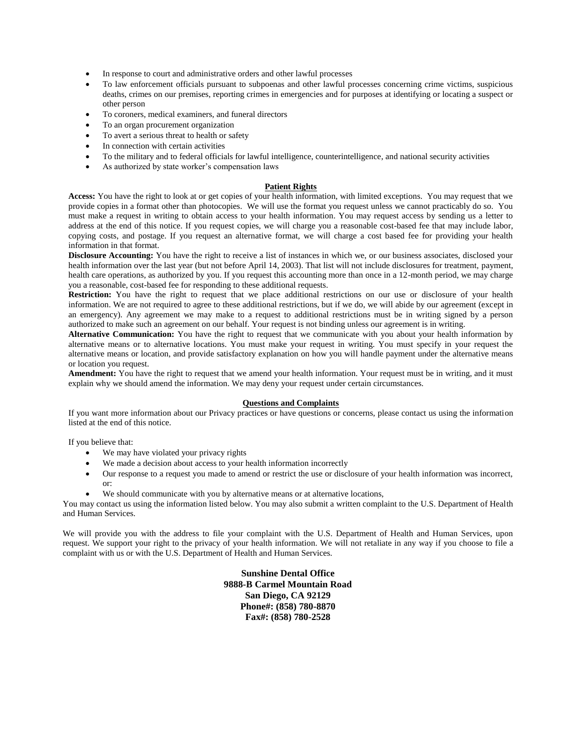- In response to court and administrative orders and other lawful processes
- To law enforcement officials pursuant to subpoenas and other lawful processes concerning crime victims, suspicious deaths, crimes on our premises, reporting crimes in emergencies and for purposes at identifying or locating a suspect or other person
- To coroners, medical examiners, and funeral directors
- To an organ procurement organization
- To avert a serious threat to health or safety
- In connection with certain activities
- To the military and to federal officials for lawful intelligence, counterintelligence, and national security activities
- As authorized by state worker's compensation laws

## Patient Rights

**Access:** You have the right to look at or get copies of your health information, with limited exceptions. You may request that we provide copies in a format other than photocopies. We will use the format you request unless we cannot practicably do so. You must make a request in writing to obtain access to your health information. You may request access by sending us a letter to address at the end of this notice. If you request copies, we will charge you a reasonable cost-based fee that may include labor, copying costs, and postage. If you request an alternative format, we will charge a cost based fee for providing your health information in that format.

**Disclosure Accounting:** You have the right to receive a list of instances in which we, or our business associates, disclosed your health information over the last year (but not before April 14, 2003). That list will not include disclosures for treatment, payment, health care operations, as authorized by you. If you request this accounting more than once in a 12-month period, we may charge you a reasonable, cost-based fee for responding to these additional requests.

**Restriction:** You have the right to request that we place additional restrictions on our use or disclosure of your health information. We are not required to agree to these additional restrictions, but if we do, we will abide by our agreement (except in an emergency). Any agreement we may make to a request to additional restrictions must be in writing signed by a person authorized to make such an agreement on our behalf. Your request is not binding unless our agreement is in writing.

**Alternative Communication:** You have the right to request that we communicate with you about your health information by alternative means or to alternative locations. You must make your request in writing. You must specify in your request the alternative means or location, and provide satisfactory explanation on how you will handle payment under the alternative means or location you request.

**Amendment:** You have the right to request that we amend your health information. Your request must be in writing, and it must explain why we should amend the information. We may deny your request under certain circumstances.

## Questions and Complaints

If you want more information about our Privacy practices or have questions or concerns, please contact us using the information listed at the end of this notice.

If you believe that:

- We may have violated your privacy rights
- We made a decision about access to your health information incorrectly
- Our response to a request you made to amend or restrict the use or disclosure of your health information was incorrect, or:
- We should communicate with you by alternative means or at alternative locations,

You may contact us using the information listed below. You may also submit a written complaint to the U.S. Department of Health and Human Services.

We will provide you with the address to file your complaint with the U.S. Department of Health and Human Services, upon request. We support your right to the privacy of your health information. We will not retaliate in any way if you choose to file a complaint with us or with the U.S. Department of Health and Human Services.

**Sunshine Dental Office**
**9888-B Carmel Mountain Road**
**San Diego, CA 92129**
**Phone#: (858) 780-8870**
**Fax#: (858) 780-2528**